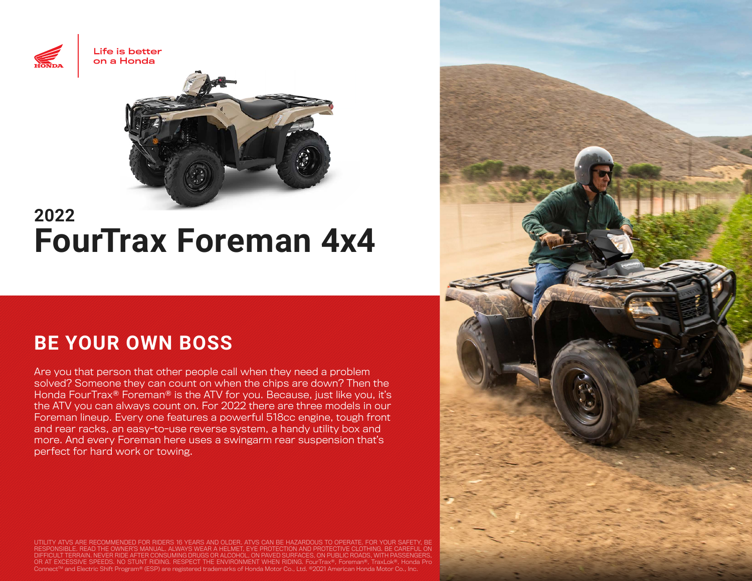Life is better on a Honda

2022

# FourTrax Foreman 4x4

## BE YOUR OWN BOSS

Are you that person that other people call when they need a problem solved? Someone they can count on when the chips are down? Then the Honda FourTrax® Foreman® is the ATV for you. Because, just like you, it's the ATV you can always count on. For 2022 there are three models in our Foreman lineup. Every one features a powerful 518cc engine, tough front and rear racks, an easy-to-use reverse system, a handy utility box and more. And every Foreman here uses a swingarm rear suspension that's perfect for hard work or towing.

UTILITY ATVS ARE RECOMMENDED FOR RIDERS 16 YEARS AND OLDER. ATVS CAN BE HAZARDOUS TO OPERATE. FOR YOUR SAFETY, BE RESPONSIBLE. READ THE OWNER'S MANUAL. ALWAYS WEAR A HELMET, EYE PROTECTION AND PROTECTIVE CLOTHING. BE CAREFUL ON DIFFICULT TERRAIN. NEVER RIDE AFTER CONSUMING DRUGS OR ALCOHOL, ON PAVED SURFACES, ON PUBLIC ROADS, WITH PASSENGERS, OR AT EXCESSIVE SPEEDS. NO STUNT RIDING. RESPECT THE ENVIRONMENT WHEN RIDING. FourTrax®, Foreman®, TraxLok®, Honda Pro Connect™ and Electric Shift Program® (ESP) are registered trademarks of Honda Motor Co., Ltd. ©2021 American Honda Motor Co., Inc.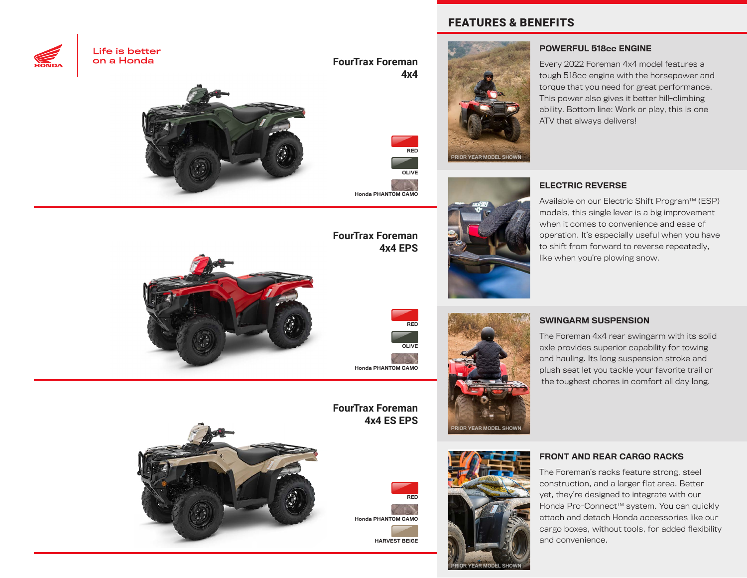Life is better on a Honda

## FourTrax Foreman 4x4

RED

OLIVE

Honda PHANTOM CAMO

## FourTrax Foreman 4x4 EPS

RED

OLIVE

Honda PHANTOM CAMO

## FourTrax Foreman 4x4 ES EPS

RED

Honda PHANTOM CAMO

HARVEST BEIGE

## FEATURES & BENEFITS

PRIOR YEAR MODEL SHOWN

### POWERFUL 518cc ENGINE

Every 2022 Foreman 4x4 model features a tough 518cc engine with the horsepower and torque that you need for great performance. This power also gives it better hill-climbing ability. Bottom line: Work or play, this is one ATV that always delivers!

### ELECTRIC REVERSE

Available on our Electric Shift Program™ (ESP) models, this single lever is a big improvement when it comes to convenience and ease of operation. It's especially useful when you have to shift from forward to reverse repeatedly, like when you're plowing snow.

PRIOR YEAR MODEL SHOWN

### SWINGARM SUSPENSION

The Foreman 4x4 rear swingarm with its solid axle provides superior capability for towing and hauling. Its long suspension stroke and plush seat let you tackle your favorite trail or the toughest chores in comfort all day long.

PRIOR YEAR MODEL SHOWN

### FRONT AND REAR CARGO RACKS

The Foreman's racks feature strong, steel construction, and a larger flat area. Better yet, they're designed to integrate with our Honda Pro-Connect™ system. You can quickly attach and detach Honda accessories like our cargo boxes, without tools, for added flexibility and convenience.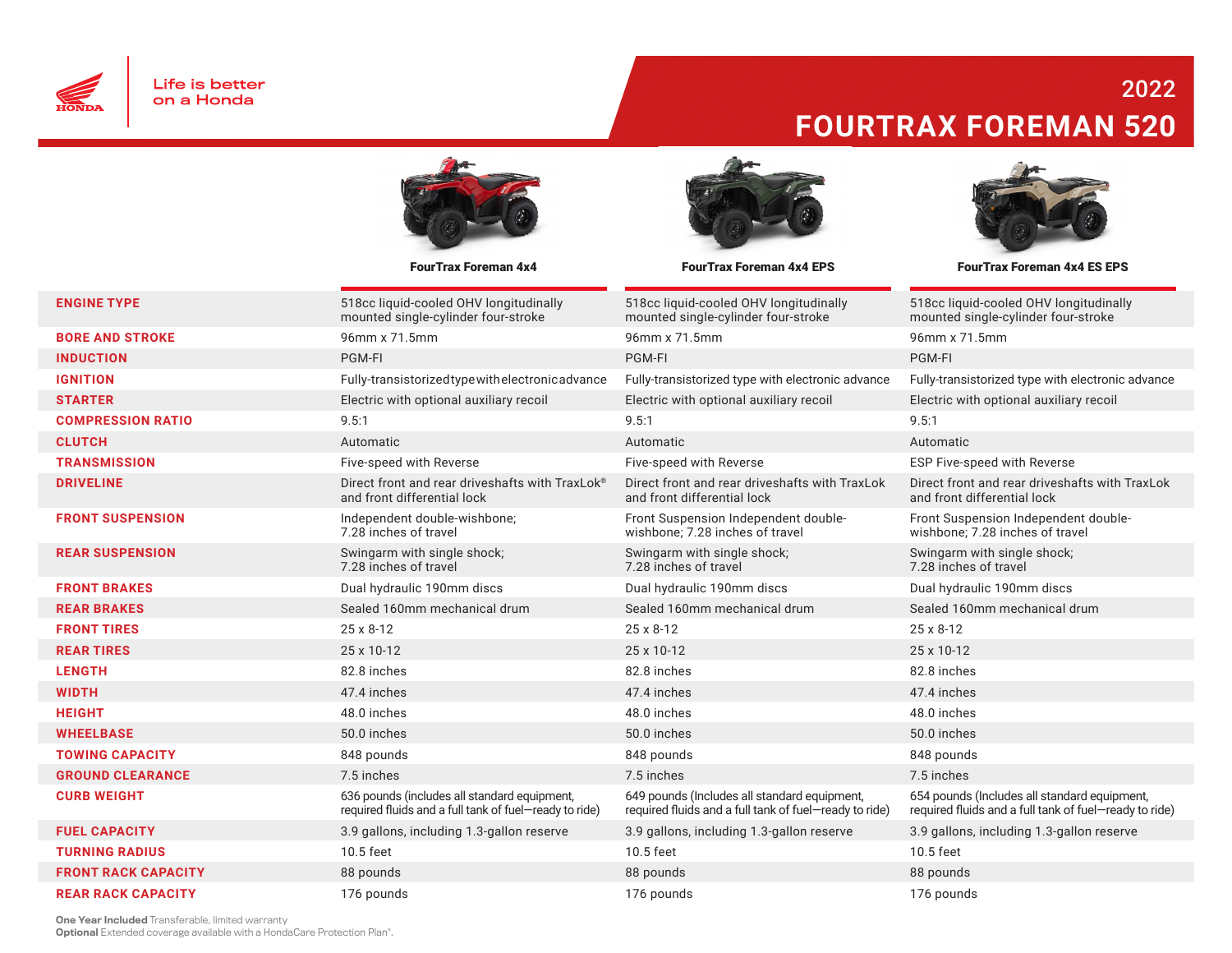Life is better on a Honda

# 2022 FOURTRAX FOREMAN 520

| | FourTrax Foreman 4x4 | FourTrax Foreman 4x4 EPS | FourTrax Foreman 4x4 ES EPS |
|---|---|---|---|
| **ENGINE TYPE** | 518cc liquid-cooled OHV longitudinally mounted single-cylinder four-stroke | 518cc liquid-cooled OHV longitudinally mounted single-cylinder four-stroke | 518cc liquid-cooled OHV longitudinally mounted single-cylinder four-stroke |
| **BORE AND STROKE** | 96mm x 71.5mm | 96mm x 71.5mm | 96mm x 71.5mm |
| **INDUCTION** | PGM-FI | PGM-FI | PGM-FI |
| **IGNITION** | Fully-transistorized type with electronic advance | Fully-transistorized type with electronic advance | Fully-transistorized type with electronic advance |
| **STARTER** | Electric with optional auxiliary recoil | Electric with optional auxiliary recoil | Electric with optional auxiliary recoil |
| **COMPRESSION RATIO** | 9.5:1 | 9.5:1 | 9.5:1 |
| **CLUTCH** | Automatic | Automatic | Automatic |
| **TRANSMISSION** | Five-speed with Reverse | Five-speed with Reverse | ESP Five-speed with Reverse |
| **DRIVELINE** | Direct front and rear driveshafts with TraxLok® and front differential lock | Direct front and rear driveshafts with TraxLok and front differential lock | Direct front and rear driveshafts with TraxLok and front differential lock |
| **FRONT SUSPENSION** | Independent double-wishbone; 7.28 inches of travel | Front Suspension Independent double-wishbone; 7.28 inches of travel | Front Suspension Independent double-wishbone; 7.28 inches of travel |
| **REAR SUSPENSION** | Swingarm with single shock; 7.28 inches of travel | Swingarm with single shock; 7.28 inches of travel | Swingarm with single shock; 7.28 inches of travel |
| **FRONT BRAKES** | Dual hydraulic 190mm discs | Dual hydraulic 190mm discs | Dual hydraulic 190mm discs |
| **REAR BRAKES** | Sealed 160mm mechanical drum | Sealed 160mm mechanical drum | Sealed 160mm mechanical drum |
| **FRONT TIRES** | 25 x 8-12 | 25 x 8-12 | 25 x 8-12 |
| **REAR TIRES** | 25 x 10-12 | 25 x 10-12 | 25 x 10-12 |
| **LENGTH** | 82.8 inches | 82.8 inches | 82.8 inches |
| **WIDTH** | 47.4 inches | 47.4 inches | 47.4 inches |
| **HEIGHT** | 48.0 inches | 48.0 inches | 48.0 inches |
| **WHEELBASE** | 50.0 inches | 50.0 inches | 50.0 inches |
| **TOWING CAPACITY** | 848 pounds | 848 pounds | 848 pounds |
| **GROUND CLEARANCE** | 7.5 inches | 7.5 inches | 7.5 inches |
| **CURB WEIGHT** | 636 pounds (includes all standard equipment, required fluids and a full tank of fuel—ready to ride) | 649 pounds (Includes all standard equipment, required fluids and a full tank of fuel—ready to ride) | 654 pounds (Includes all standard equipment, required fluids and a full tank of fuel—ready to ride) |
| **FUEL CAPACITY** | 3.9 gallons, including 1.3-gallon reserve | 3.9 gallons, including 1.3-gallon reserve | 3.9 gallons, including 1.3-gallon reserve |
| **TURNING RADIUS** | 10.5 feet | 10.5 feet | 10.5 feet |
| **FRONT RACK CAPACITY** | 88 pounds | 88 pounds | 88 pounds |
| **REAR RACK CAPACITY** | 176 pounds | 176 pounds | 176 pounds |

**One Year Included** Transferable, limited warranty
**Optional** Extended coverage available with a HondaCare Protection Plan®.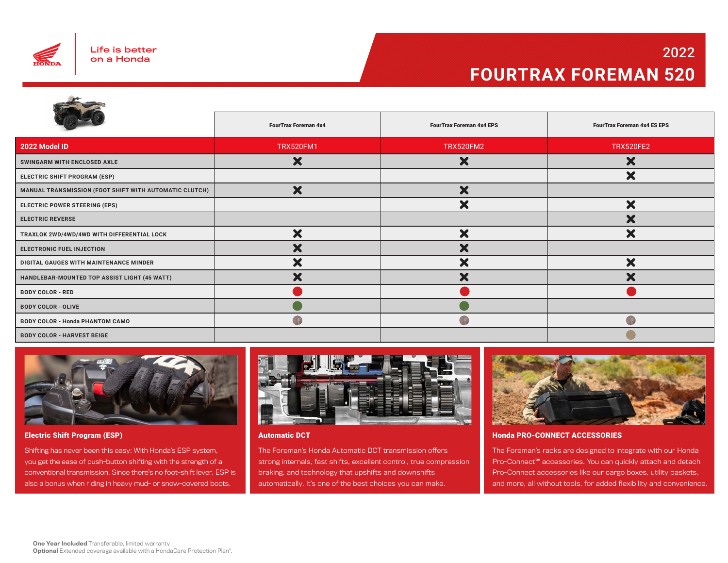# 2022 FOURTRAX FOREMAN 520

Life is better on a Honda

| | FourTrax Foreman 4x4 | FourTrax Foreman 4x4 EPS | FourTrax Foreman 4x4 ES EPS |
|---|---|---|---|
| **2022 Model ID** | TRX520FM1 | TRX520FM2 | TRX520FE2 |
| SWINGARM WITH ENCLOSED AXLE | X | X | X |
| ELECTRIC SHIFT PROGRAM (ESP) | | | X |
| MANUAL TRANSMISSION (FOOT SHIFT WITH AUTOMATIC CLUTCH) | X | X | |
| ELECTRIC POWER STEERING (EPS) | | X | X |
| ELECTRIC REVERSE | | | X |
| TRAXLOK 2WD/4WD/4WD WITH DIFFERENTIAL LOCK | X | X | X |
| ELECTRONIC FUEL INJECTION | X | X | |
| DIGITAL GAUGES WITH MAINTENANCE MINDER | X | X | X |
| HANDLEBAR-MOUNTED TOP ASSIST LIGHT (45 WATT) | X | X | X |
| BODY COLOR - RED | ● | ● | ● |
| BODY COLOR - OLIVE | ● | ● | |
| BODY COLOR - Honda PHANTOM CAMO | ● | ● | ● |
| BODY COLOR - HARVEST BEIGE | | | ● |

## Electric Shift Program (ESP)

Shifting has never been this easy: With Honda's ESP system, you get the ease of push-button shifting with the strength of a conventional transmission. Since there's no foot-shift lever, ESP is also a bonus when riding in heavy mud- or snow-covered boots.

## Automatic DCT

The Foreman's Honda Automatic DCT transmission offers strong internals, fast shifts, excellent control, true compression braking, and technology that upshifts and downshifts automatically. It's one of the best choices you can make.

## Honda PRO-CONNECT ACCESSORIES

The Foreman's racks are designed to integrate with our Honda Pro-Connect™ accessories. You can quickly attach and detach Pro-Connect accessories like our cargo boxes, utility baskets, and more, all without tools, for added flexibility and convenience.

**One Year Included** Transferable, limited warranty
**Optional** Extended coverage available with a HondaCare Protection Plan®.